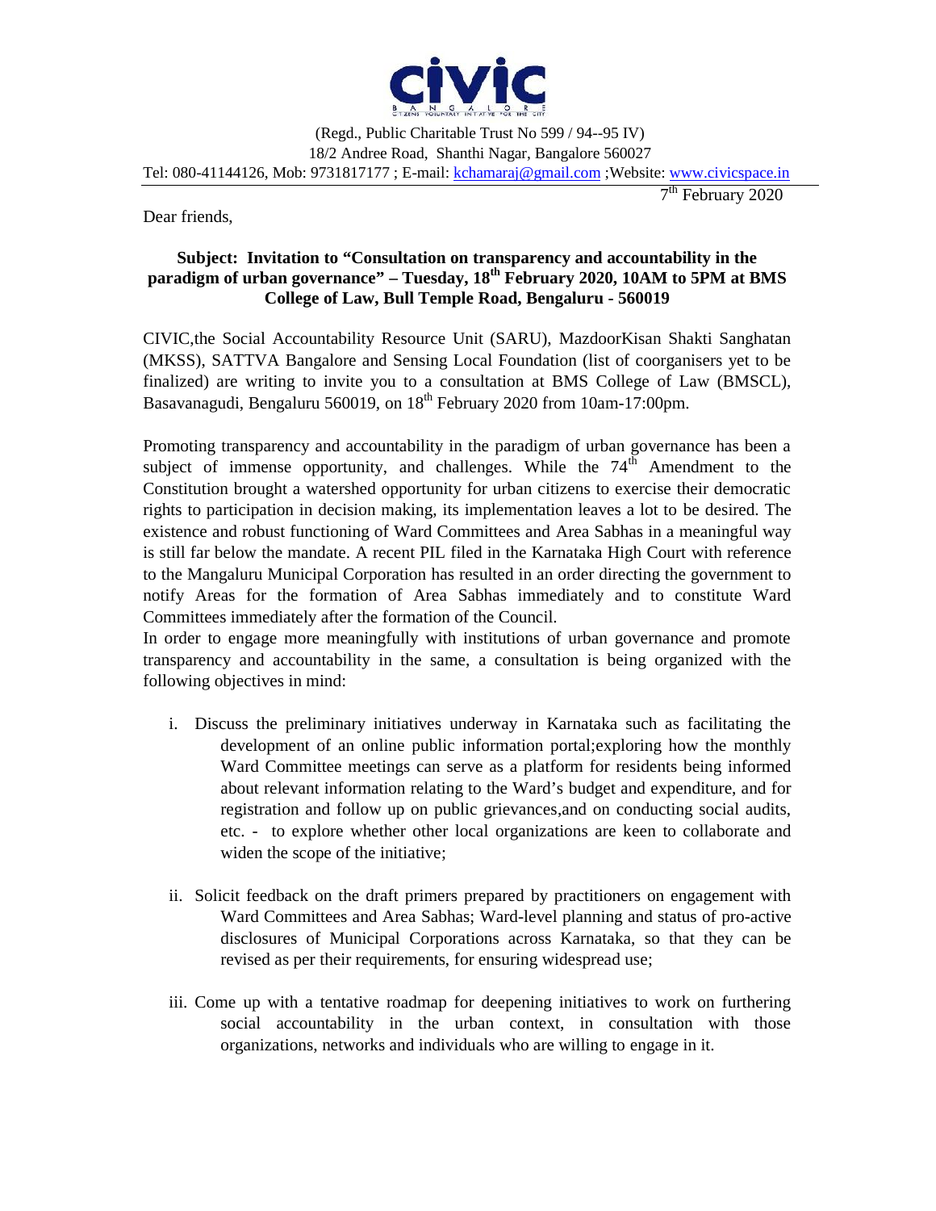**CIVIC**

BANGALORE

CITIZENS VOLUNTARY INITIATIVE FOR THE CITY

(Regd., Public Charitable Trust No 599 / 94--95 IV)
18/2 Andree Road, Shanthi Nagar, Bangalore 560027
Tel: 080-41144126, Mob: 9731817177 ; E-mail: kchamaraj@gmail.com ;Website: www.civicspace.in

7th February 2020

Dear friends,

**Subject: Invitation to "Consultation on transparency and accountability in the paradigm of urban governance" – Tuesday, 18th February 2020, 10AM to 5PM at BMS College of Law, Bull Temple Road, Bengaluru - 560019**

CIVIC,the Social Accountability Resource Unit (SARU), MazdoorKisan Shakti Sanghatan (MKSS), SATTVA Bangalore and Sensing Local Foundation (list of coorganisers yet to be finalized) are writing to invite you to a consultation at BMS College of Law (BMSCL), Basavanagudi, Bengaluru 560019, on 18th February 2020 from 10am-17:00pm.

Promoting transparency and accountability in the paradigm of urban governance has been a subject of immense opportunity, and challenges. While the 74th Amendment to the Constitution brought a watershed opportunity for urban citizens to exercise their democratic rights to participation in decision making, its implementation leaves a lot to be desired. The existence and robust functioning of Ward Committees and Area Sabhas in a meaningful way is still far below the mandate. A recent PIL filed in the Karnataka High Court with reference to the Mangaluru Municipal Corporation has resulted in an order directing the government to notify Areas for the formation of Area Sabhas immediately and to constitute Ward Committees immediately after the formation of the Council.

In order to engage more meaningfully with institutions of urban governance and promote transparency and accountability in the same, a consultation is being organized with the following objectives in mind:

i. Discuss the preliminary initiatives underway in Karnataka such as facilitating the development of an online public information portal;exploring how the monthly Ward Committee meetings can serve as a platform for residents being informed about relevant information relating to the Ward's budget and expenditure, and for registration and follow up on public grievances,and on conducting social audits, etc. - to explore whether other local organizations are keen to collaborate and widen the scope of the initiative;

ii. Solicit feedback on the draft primers prepared by practitioners on engagement with Ward Committees and Area Sabhas; Ward-level planning and status of pro-active disclosures of Municipal Corporations across Karnataka, so that they can be revised as per their requirements, for ensuring widespread use;

iii. Come up with a tentative roadmap for deepening initiatives to work on furthering social accountability in the urban context, in consultation with those organizations, networks and individuals who are willing to engage in it.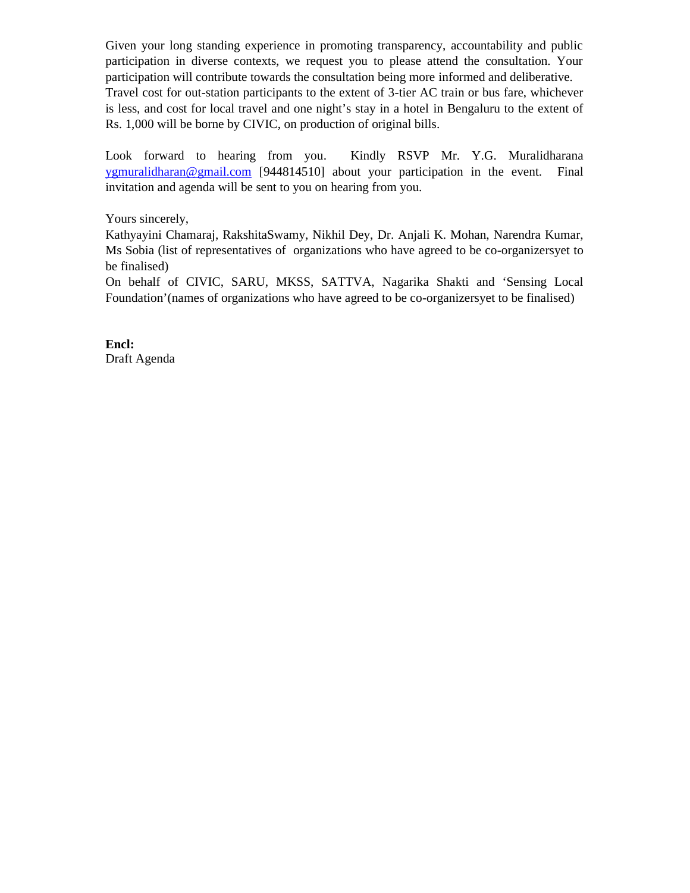Given your long standing experience in promoting transparency, accountability and public participation in diverse contexts, we request you to please attend the consultation. Your participation will contribute towards the consultation being more informed and deliberative.
Travel cost for out-station participants to the extent of 3-tier AC train or bus fare, whichever is less, and cost for local travel and one night's stay in a hotel in Bengaluru to the extent of Rs. 1,000 will be borne by CIVIC, on production of original bills.

Look forward to hearing from you. Kindly RSVP Mr. Y.G. Muralidharana ygmuralidharan@gmail.com [944814510] about your participation in the event. Final invitation and agenda will be sent to you on hearing from you.

Yours sincerely,
Kathyayini Chamaraj, RakshitaSwamy, Nikhil Dey, Dr. Anjali K. Mohan, Narendra Kumar, Ms Sobia (list of representatives of organizations who have agreed to be co-organizersyet to be finalised)
On behalf of CIVIC, SARU, MKSS, SATTVA, Nagarika Shakti and 'Sensing Local Foundation'(names of organizations who have agreed to be co-organizersyet to be finalised)

**Encl:**
Draft Agenda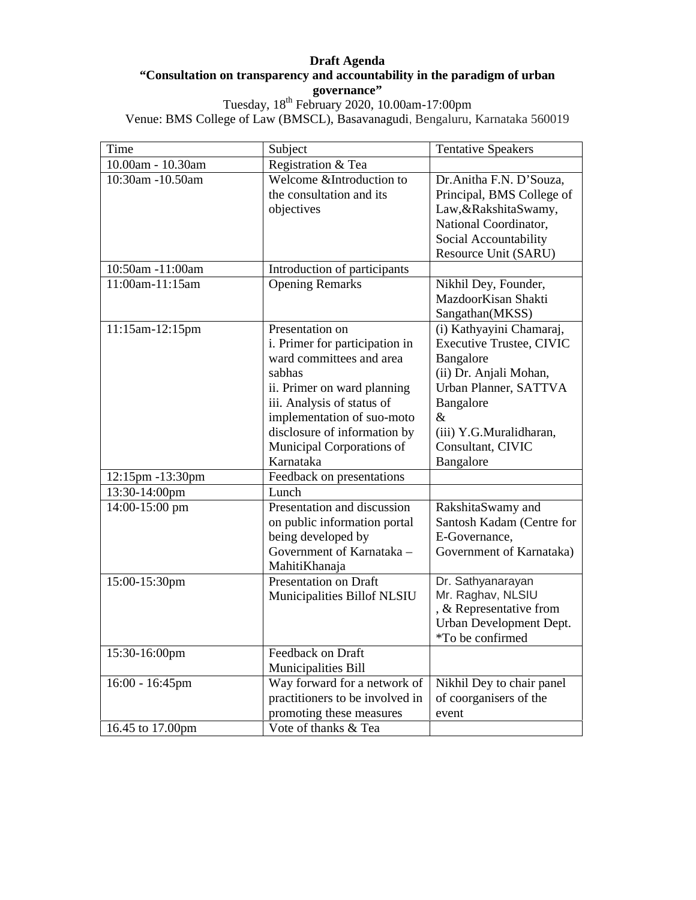**Draft Agenda**

**"Consultation on transparency and accountability in the paradigm of urban governance"**

Tuesday, 18th February 2020, 10.00am-17:00pm

Venue: BMS College of Law (BMSCL), Basavanagudi, Bengaluru, Karnataka 560019

| Time | Subject | Tentative Speakers |
|---|---|---|
| 10.00am - 10.30am | Registration & Tea | |
| 10:30am -10.50am | Welcome &Introduction to the consultation and its objectives | Dr.Anitha F.N. D'Souza, Principal, BMS College of Law,&RakshitaSwamy, National Coordinator, Social Accountability Resource Unit (SARU) |
| 10:50am -11:00am | Introduction of participants | |
| 11:00am-11:15am | Opening Remarks | Nikhil Dey, Founder, MazdoorKisan Shakti Sangathan(MKSS) |
| 11:15am-12:15pm | Presentation on<br>i. Primer for participation in ward committees and area sabhas<br>ii. Primer on ward planning<br>iii. Analysis of status of implementation of suo-moto disclosure of information by Municipal Corporations of Karnataka | (i) Kathyayini Chamaraj, Executive Trustee, CIVIC Bangalore<br>(ii) Dr. Anjali Mohan, Urban Planner, SATTVA Bangalore<br>&<br>(iii) Y.G.Muralidharan, Consultant, CIVIC Bangalore |
| 12:15pm -13:30pm | Feedback on presentations | |
| 13:30-14:00pm | Lunch | |
| 14:00-15:00 pm | Presentation and discussion on public information portal being developed by Government of Karnataka – MahitiKhanaja | RakshitaSwamy and Santosh Kadam (Centre for E-Governance, Government of Karnataka) |
| 15:00-15:30pm | Presentation on Draft Municipalities Billof NLSIU | Dr. Sathyanarayan Mr. Raghav, NLSIU , & Representative from Urban Development Dept. *To be confirmed |
| 15:30-16:00pm | Feedback on Draft Municipalities Bill | |
| 16:00 - 16:45pm | Way forward for a network of practitioners to be involved in promoting these measures | Nikhil Dey to chair panel of coorganisers of the event |
| 16.45 to 17.00pm | Vote of thanks & Tea | |